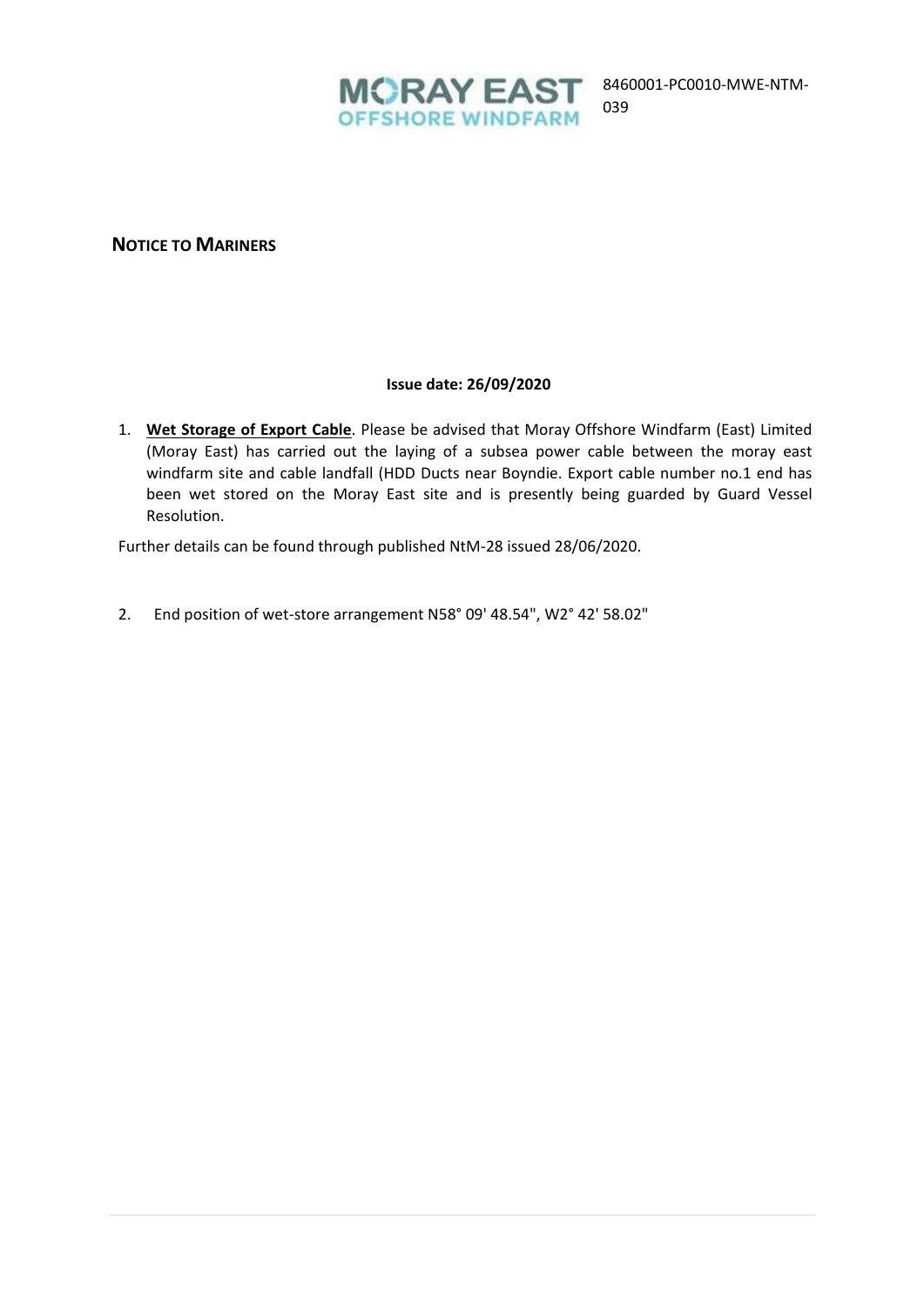8460001-PC0010-MWE-NTM-039

# NOTICE TO MARINERS

**Issue date: 26/09/2020**

1. **Wet Storage of Export Cable**. Please be advised that Moray Offshore Windfarm (East) Limited (Moray East) has carried out the laying of a subsea power cable between the moray east windfarm site and cable landfall (HDD Ducts near Boyndie. Export cable number no.1 end has been wet stored on the Moray East site and is presently being guarded by Guard Vessel Resolution.

Further details can be found through published NtM-28 issued 28/06/2020.

2. End position of wet-store arrangement N58° 09' 48.54", W2° 42' 58.02"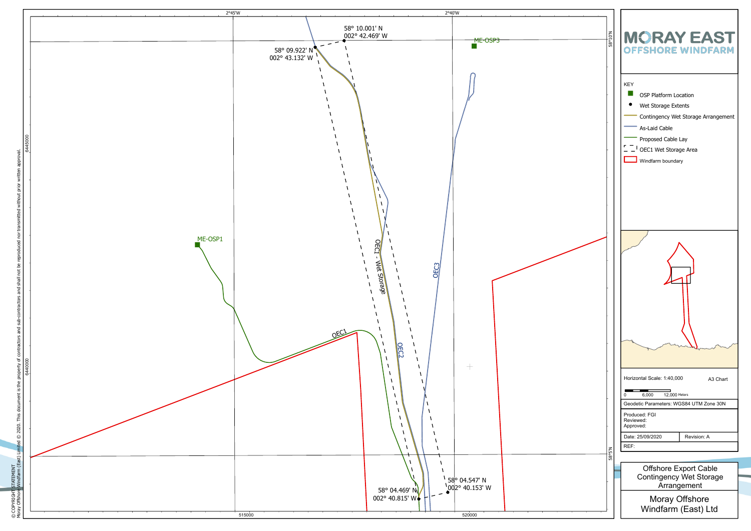# Offshore Export Cable Contingency Wet Storage Arrangement

## Moray Offshore Windfarm (East) Ltd

**MORAY EAST**
**OFFSHORE WINDFARM**

**KEY**

- OSP Platform Location
- Wet Storage Extents
- Contingency Wet Storage Arrangement
- As-Laid Cable
- Proposed Cable Lay
- OEC1 Wet Storage Area
- Windfarm boundary

Horizontal Scale: 1:40,000

A3 Chart

0 6,000 12,000 Meters

Geodetic Parameters: WGS84 UTM Zone 30N

Produced: FGI
Reviewed:
Approved:

| Date: 25/09/2020 | Revision: A |
| --- | --- |

REF:

Map labels:

- 2°45'W
- 2°40'W
- 58°10'N
- 58°5'N
- 6445000
- 6440000
- 515000
- 520000
- 58° 10.001' N 002° 42.469' W
- 58° 09.922' N 002° 43.132' W
- 58° 04.547' N 002° 40.153' W
- 58° 04.469' N 002° 40.815' W
- ME-OSP3
- ME-OSP1
- OEC1
- OEC2
- OEC3
- OEC1 - Wet Storage

© COPYRIGHT STATEMENT
Moray Offshore Windfarm (East) Limited © 2020. This document is the property of contractors and sub-contractors and shall not be reproduced nor transmitted without prior written approval.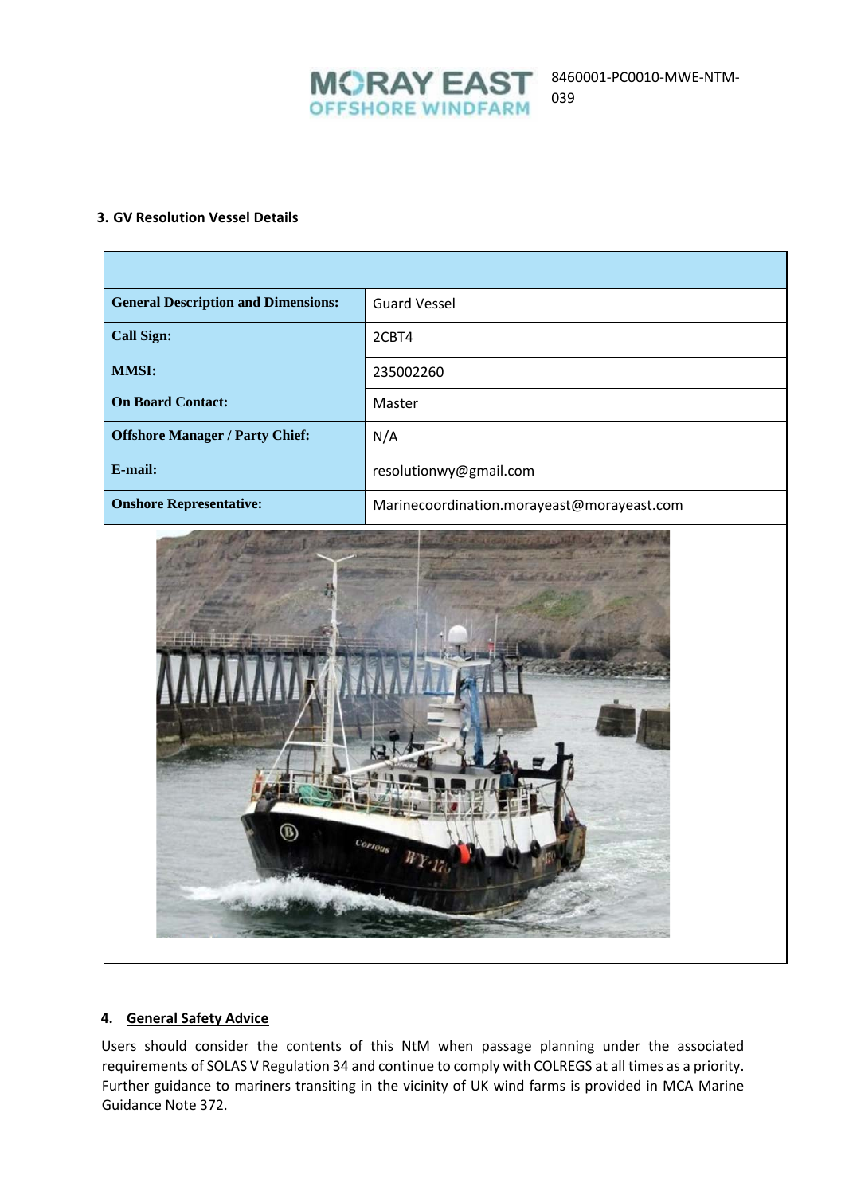### 3. GV Resolution Vessel Details

| | |
|---|---|
| **General Description and Dimensions:** | Guard Vessel |
| **Call Sign:** | 2CBT4 |
| **MMSI:** | 235002260 |
| **On Board Contact:** | Master |
| **Offshore Manager / Party Chief:** | N/A |
| **E-mail:** | resolutionwy@gmail.com |
| **Onshore Representative:** | Marinecoordination.morayeast@morayeast.com |

### 4. General Safety Advice

Users should consider the contents of this NtM when passage planning under the associated requirements of SOLAS V Regulation 34 and continue to comply with COLREGS at all times as a priority. Further guidance to mariners transiting in the vicinity of UK wind farms is provided in MCA Marine Guidance Note 372.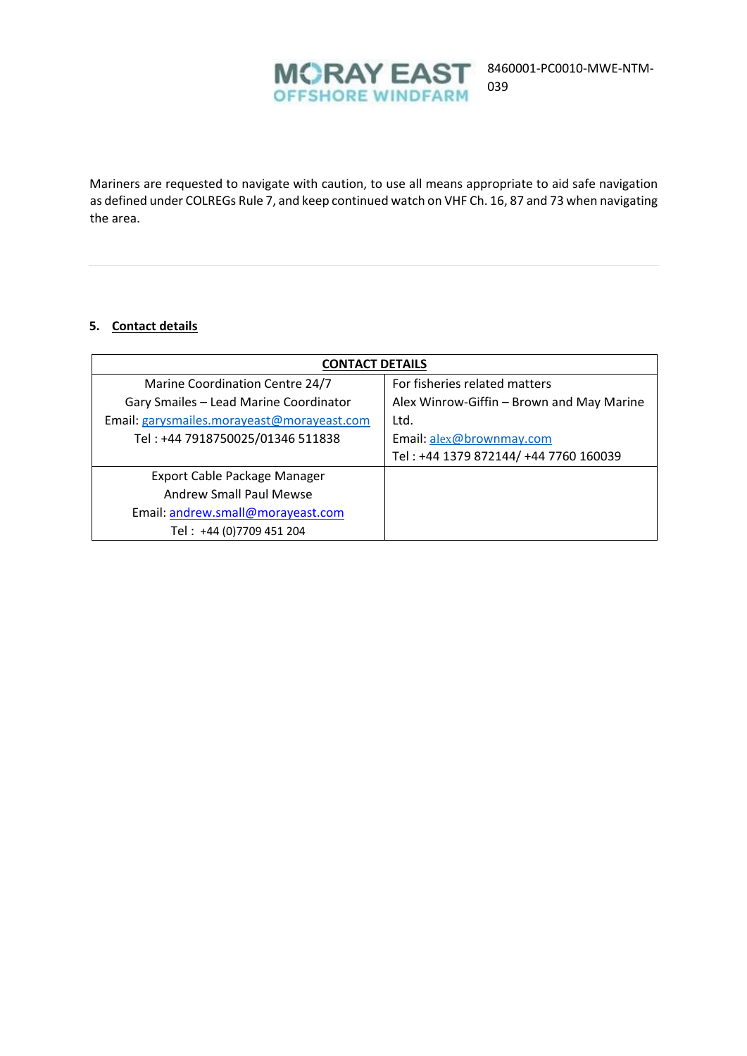Mariners are requested to navigate with caution, to use all means appropriate to aid safe navigation as defined under COLREGs Rule 7, and keep continued watch on VHF Ch. 16, 87 and 73 when navigating the area.

---

## 5. Contact details

| CONTACT DETAILS | |
|---|---|
| Marine Coordination Centre 24/7<br>Gary Smailes – Lead Marine Coordinator<br>Email: garysmailes.morayeast@morayeast.com<br>Tel : +44 7918750025/01346 511838 | For fisheries related matters<br>Alex Winrow-Giffin – Brown and May Marine Ltd.<br>Email: alex@brownmay.com<br>Tel : +44 1379 872144/ +44 7760 160039 |
| Export Cable Package Manager<br>Andrew Small Paul Mewse<br>Email: andrew.small@morayeast.com<br>Tel : +44 (0)7709 451 204 | |